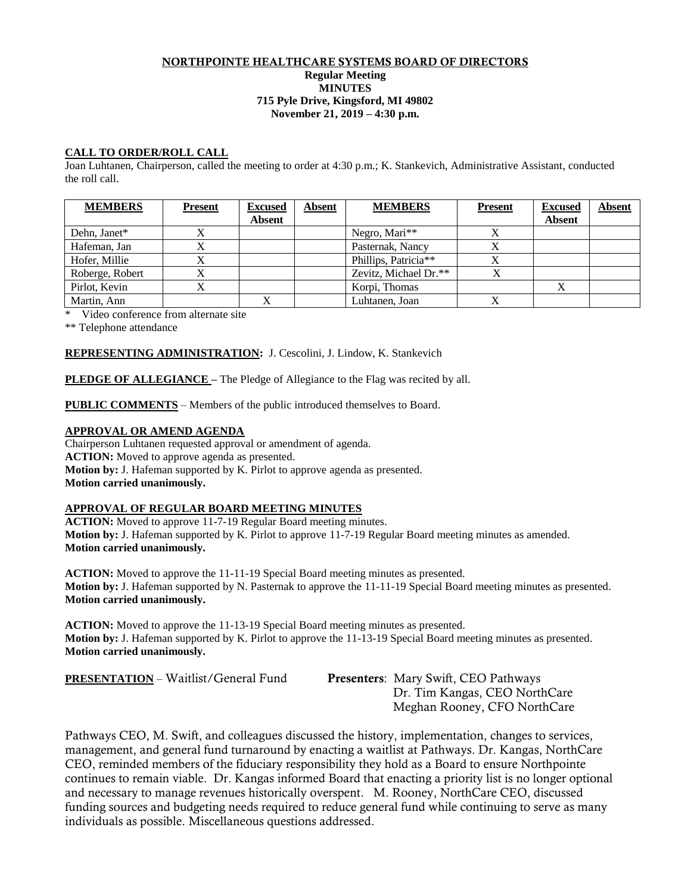# NORTHPOINTE HEALTHCARE SYSTEMS BOARD OF DIRECTORS

**Regular Meeting**
**MINUTES**
**715 Pyle Drive, Kingsford, MI 49802**
**November 21, 2019 – 4:30 p.m.**

## CALL TO ORDER/ROLL CALL

Joan Luhtanen, Chairperson, called the meeting to order at 4:30 p.m.; K. Stankevich, Administrative Assistant, conducted the roll call.

| MEMBERS | Present | Excused Absent | Absent | MEMBERS | Present | Excused Absent | Absent |
|---|---|---|---|---|---|---|---|
| Dehn, Janet* | X | | | Negro, Mari** | X | | |
| Hafeman, Jan | X | | | Pasternak, Nancy | X | | |
| Hofer, Millie | X | | | Phillips, Patricia** | X | | |
| Roberge, Robert | X | | | Zevitz, Michael Dr.** | X | | |
| Pirlot, Kevin | X | | | Korpi, Thomas | | X | |
| Martin, Ann | | X | | Luhtanen, Joan | X | | |

\* Video conference from alternate site

** Telephone attendance

**REPRESENTING ADMINISTRATION:** J. Cescolini, J. Lindow, K. Stankevich

**PLEDGE OF ALLEGIANCE** – The Pledge of Allegiance to the Flag was recited by all.

**PUBLIC COMMENTS** – Members of the public introduced themselves to Board.

## APPROVAL OR AMEND AGENDA

Chairperson Luhtanen requested approval or amendment of agenda.
**ACTION:** Moved to approve agenda as presented.
**Motion by:** J. Hafeman supported by K. Pirlot to approve agenda as presented.
**Motion carried unanimously.**

## APPROVAL OF REGULAR BOARD MEETING MINUTES

**ACTION:** Moved to approve 11-7-19 Regular Board meeting minutes.
**Motion by:** J. Hafeman supported by K. Pirlot to approve 11-7-19 Regular Board meeting minutes as amended.
**Motion carried unanimously.**

**ACTION:** Moved to approve the 11-11-19 Special Board meeting minutes as presented.
**Motion by:** J. Hafeman supported by N. Pasternak to approve the 11-11-19 Special Board meeting minutes as presented.
**Motion carried unanimously.**

**ACTION:** Moved to approve the 11-13-19 Special Board meeting minutes as presented.
**Motion by:** J. Hafeman supported by K. Pirlot to approve the 11-13-19 Special Board meeting minutes as presented.
**Motion carried unanimously.**

**PRESENTATION** – Waitlist/General Fund **Presenters**: Mary Swift, CEO Pathways
Dr. Tim Kangas, CEO NorthCare
Meghan Rooney, CFO NorthCare

Pathways CEO, M. Swift, and colleagues discussed the history, implementation, changes to services, management, and general fund turnaround by enacting a waitlist at Pathways. Dr. Kangas, NorthCare CEO, reminded members of the fiduciary responsibility they hold as a Board to ensure Northpointe continues to remain viable. Dr. Kangas informed Board that enacting a priority list is no longer optional and necessary to manage revenues historically overspent. M. Rooney, NorthCare CEO, discussed funding sources and budgeting needs required to reduce general fund while continuing to serve as many individuals as possible. Miscellaneous questions addressed.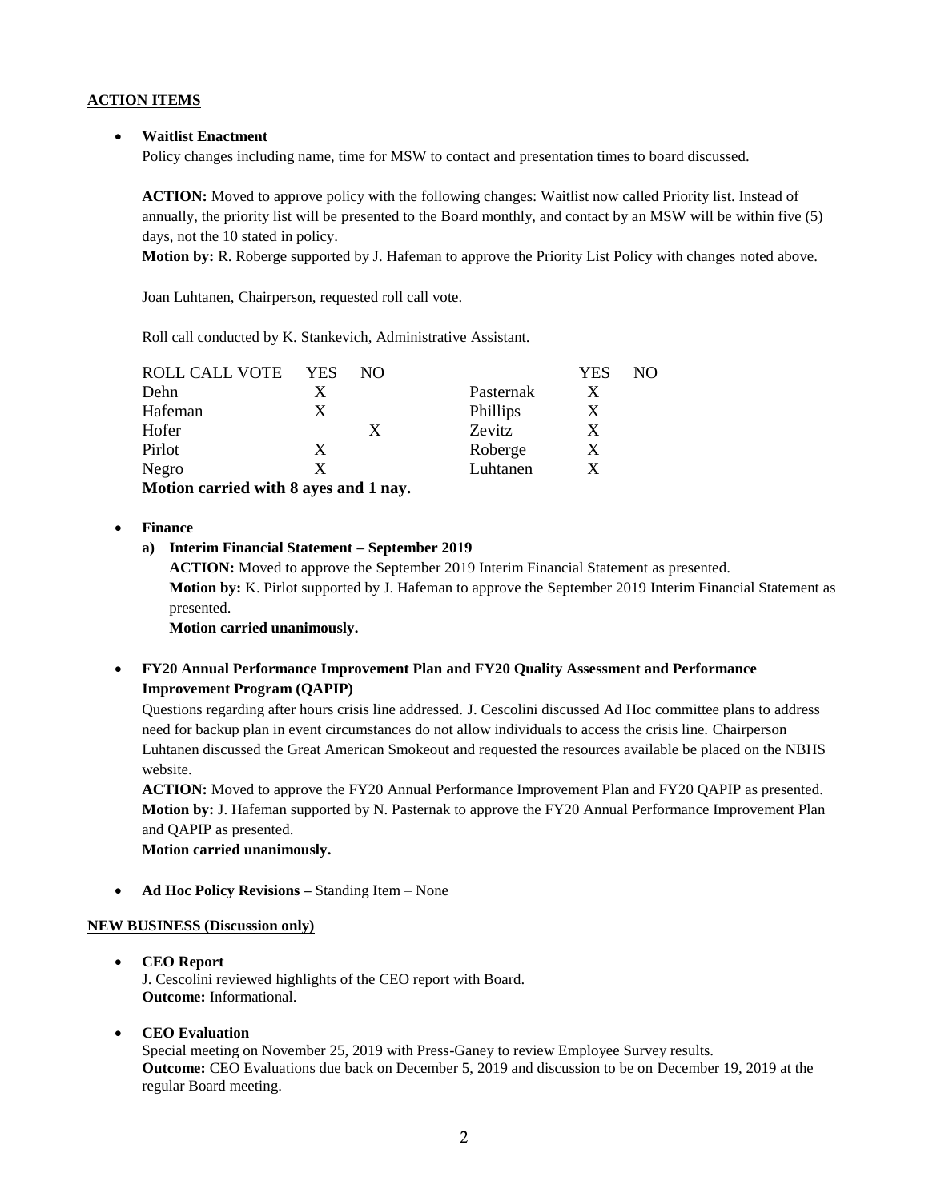**ACTION ITEMS**

- **Waitlist Enactment**
  Policy changes including name, time for MSW to contact and presentation times to board discussed.

  **ACTION:** Moved to approve policy with the following changes: Waitlist now called Priority list. Instead of annually, the priority list will be presented to the Board monthly, and contact by an MSW will be within five (5) days, not the 10 stated in policy.
  **Motion by:** R. Roberge supported by J. Hafeman to approve the Priority List Policy with changes noted above.

  Joan Luhtanen, Chairperson, requested roll call vote.

  Roll call conducted by K. Stankevich, Administrative Assistant.

| ROLL CALL VOTE | YES | NO | | YES | NO |
|---|---|---|---|---|---|
| Dehn | X | | Pasternak | X | |
| Hafeman | X | | Phillips | X | |
| Hofer | | X | Zevitz | X | |
| Pirlot | X | | Roberge | X | |
| Negro | X | | Luhtanen | X | |

  **Motion carried with 8 ayes and 1 nay.**

- **Finance**
  **a) Interim Financial Statement – September 2019**
  **ACTION:** Moved to approve the September 2019 Interim Financial Statement as presented.
  **Motion by:** K. Pirlot supported by J. Hafeman to approve the September 2019 Interim Financial Statement as presented.
  **Motion carried unanimously.**

- **FY20 Annual Performance Improvement Plan and FY20 Quality Assessment and Performance Improvement Program (QAPIP)**
  Questions regarding after hours crisis line addressed. J. Cescolini discussed Ad Hoc committee plans to address need for backup plan in event circumstances do not allow individuals to access the crisis line. Chairperson Luhtanen discussed the Great American Smokeout and requested the resources available be placed on the NBHS website.
  **ACTION:** Moved to approve the FY20 Annual Performance Improvement Plan and FY20 QAPIP as presented.
  **Motion by:** J. Hafeman supported by N. Pasternak to approve the FY20 Annual Performance Improvement Plan and QAPIP as presented.
  **Motion carried unanimously.**

- **Ad Hoc Policy Revisions –** Standing Item – None

**NEW BUSINESS (Discussion only)**

- **CEO Report**
  J. Cescolini reviewed highlights of the CEO report with Board.
  **Outcome:** Informational.

- **CEO Evaluation**
  Special meeting on November 25, 2019 with Press-Ganey to review Employee Survey results.
  **Outcome:** CEO Evaluations due back on December 5, 2019 and discussion to be on December 19, 2019 at the regular Board meeting.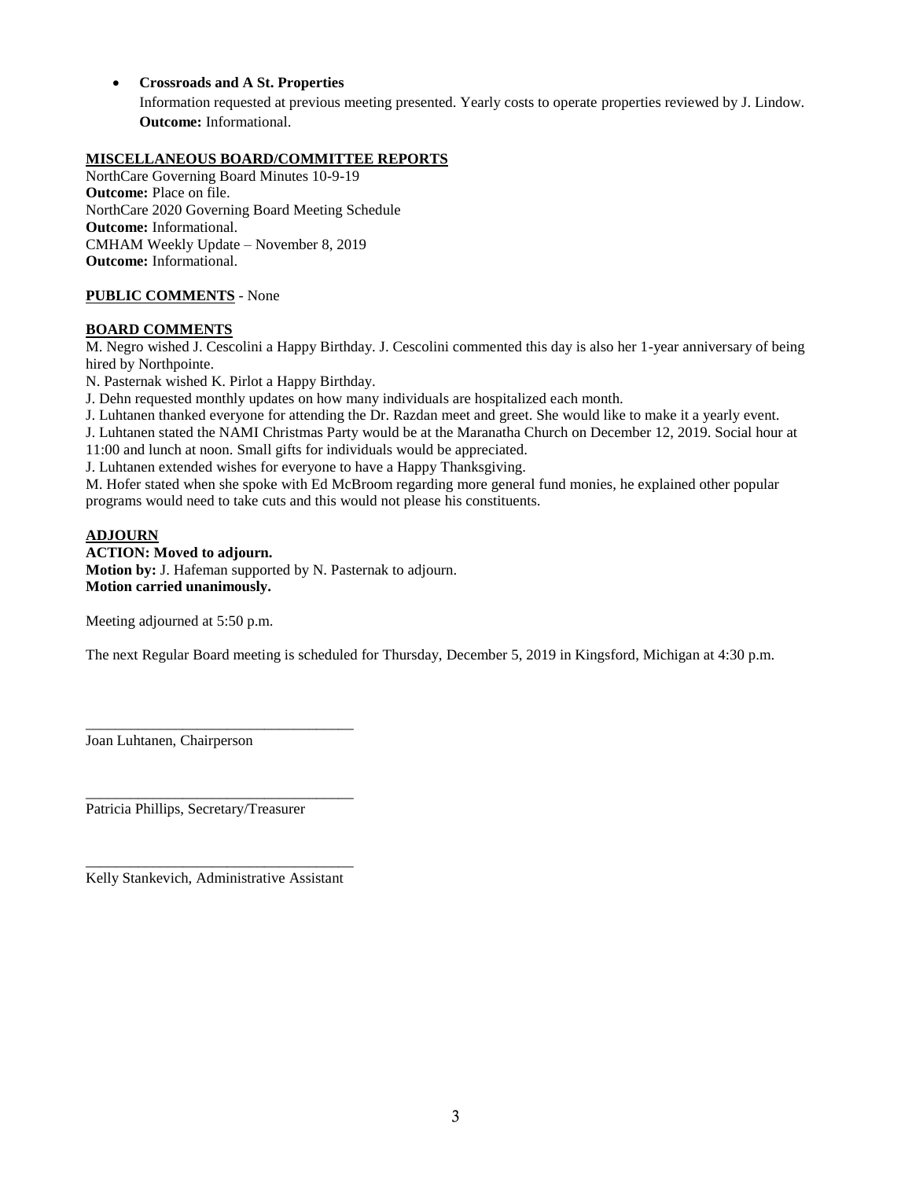- **Crossroads and A St. Properties**
  Information requested at previous meeting presented. Yearly costs to operate properties reviewed by J. Lindow.
  **Outcome:** Informational.

**MISCELLANEOUS BOARD/COMMITTEE REPORTS**

NorthCare Governing Board Minutes 10-9-19
**Outcome:** Place on file.
NorthCare 2020 Governing Board Meeting Schedule
**Outcome:** Informational.
CMHAM Weekly Update – November 8, 2019
**Outcome:** Informational.

**PUBLIC COMMENTS** - None

**BOARD COMMENTS**

M. Negro wished J. Cescolini a Happy Birthday. J. Cescolini commented this day is also her 1-year anniversary of being hired by Northpointe.
N. Pasternak wished K. Pirlot a Happy Birthday.
J. Dehn requested monthly updates on how many individuals are hospitalized each month.
J. Luhtanen thanked everyone for attending the Dr. Razdan meet and greet. She would like to make it a yearly event.
J. Luhtanen stated the NAMI Christmas Party would be at the Maranatha Church on December 12, 2019. Social hour at 11:00 and lunch at noon. Small gifts for individuals would be appreciated.
J. Luhtanen extended wishes for everyone to have a Happy Thanksgiving.
M. Hofer stated when she spoke with Ed McBroom regarding more general fund monies, he explained other popular programs would need to take cuts and this would not please his constituents.

**ADJOURN**

**ACTION: Moved to adjourn.**
**Motion by:** J. Hafeman supported by N. Pasternak to adjourn.
**Motion carried unanimously.**

Meeting adjourned at 5:50 p.m.

The next Regular Board meeting is scheduled for Thursday, December 5, 2019 in Kingsford, Michigan at 4:30 p.m.

\_\_\_\_\_\_\_\_\_\_\_\_\_\_\_\_\_\_\_\_\_\_\_\_\_\_\_\_\_\_\_\_\_\_\_\_
Joan Luhtanen, Chairperson

\_\_\_\_\_\_\_\_\_\_\_\_\_\_\_\_\_\_\_\_\_\_\_\_\_\_\_\_\_\_\_\_\_\_\_\_
Patricia Phillips, Secretary/Treasurer

\_\_\_\_\_\_\_\_\_\_\_\_\_\_\_\_\_\_\_\_\_\_\_\_\_\_\_\_\_\_\_\_\_\_\_\_
Kelly Stankevich, Administrative Assistant